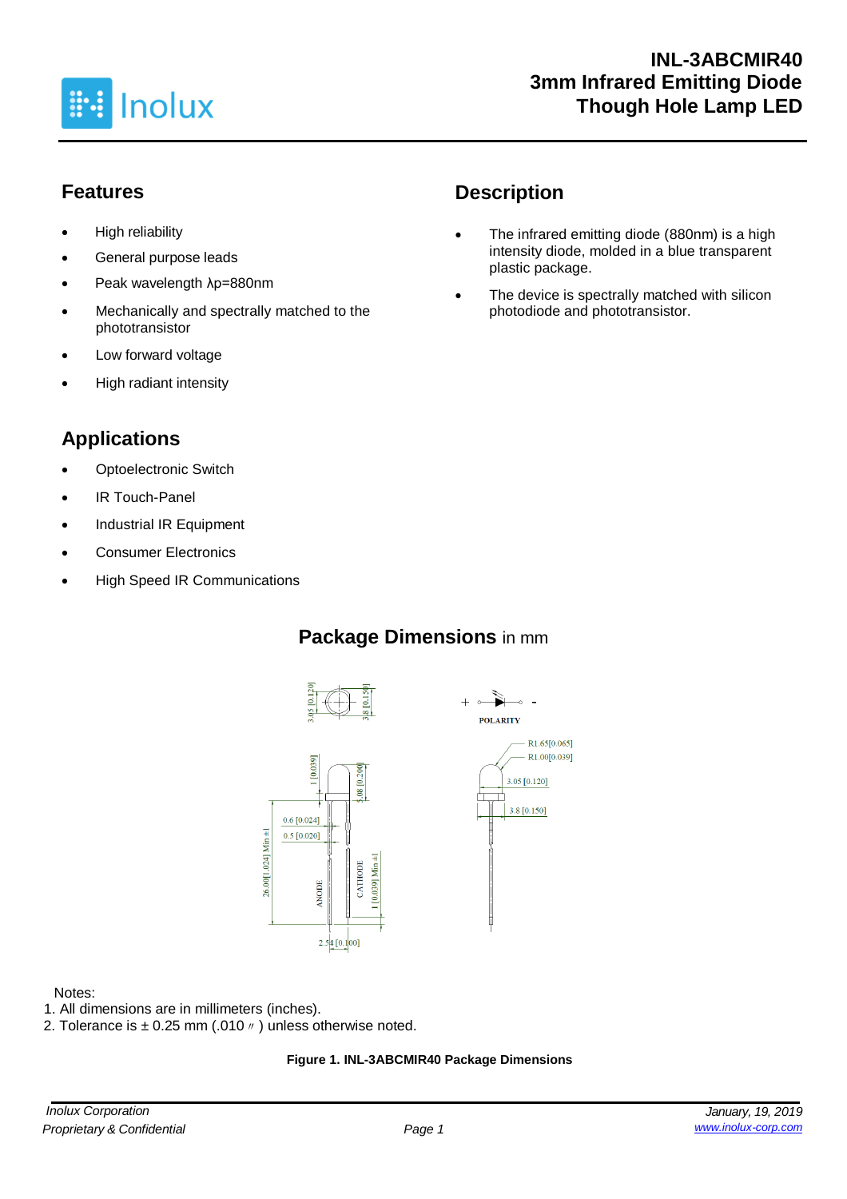# INL-3ABCMIR40
# 3mm Infrared Emitting Diode Though Hole Lamp LED

## Features

- High reliability
- General purpose leads
- Peak wavelength λp=880nm
- Mechanically and spectrally matched to the phototransistor
- Low forward voltage
- High radiant intensity

## Description

- The infrared emitting diode (880nm) is a high intensity diode, molded in a blue transparent plastic package.
- The device is spectrally matched with silicon photodiode and phototransistor.

## Applications

- Optoelectronic Switch
- IR Touch-Panel
- Industrial IR Equipment
- Consumer Electronics
- High Speed IR Communications

## Package Dimensions in mm

Notes:
1. All dimensions are in millimeters (inches).
2. Tolerance is ± 0.25 mm (.010〃) unless otherwise noted.

**Figure 1. INL-3ABCMIR40 Package Dimensions**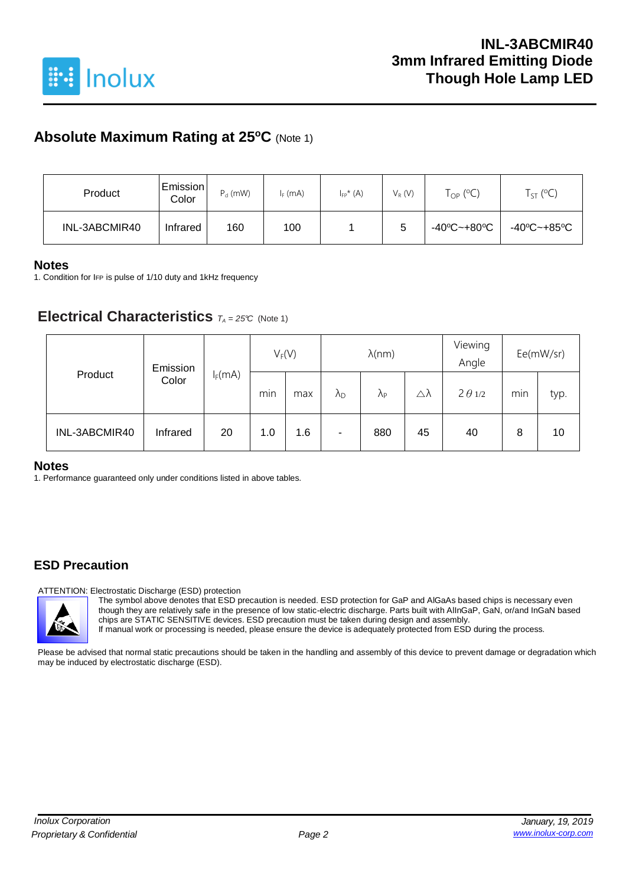## Absolute Maximum Rating at 25ºC (Note 1)

| Product | Emission Color | $P_d$ (mW) | $I_F$ (mA) | $I_{FP}$* (A) | $V_R$ (V) | $T_{OP}$ (ºC) | $T_{ST}$ (ºC) |
|---|---|---|---|---|---|---|---|
| INL-3ABCMIR40 | Infrared | 160 | 100 | 1 | 5 | -40ºC~+80ºC | -40ºC~+85ºC |

### Notes

1. Condition for IFP is pulse of 1/10 duty and 1kHz frequency

## Electrical Characteristics $T_A = 25℃$ (Note 1)

| Product | Emission Color | $I_F$(mA) | $V_F$(V) | | λ(nm) | | | Viewing Angle | Ee(mW/sr) | |
|---|---|---|---|---|---|---|---|---|---|---|
| | | | min | max | $\lambda_D$ | $\lambda_P$ | △λ | $2\theta_{1/2}$ | min | typ. |
| INL-3ABCMIR40 | Infrared | 20 | 1.0 | 1.6 | - | 880 | 45 | 40 | 8 | 10 |

### Notes

1. Performance guaranteed only under conditions listed in above tables.

## ESD Precaution

ATTENTION: Electrostatic Discharge (ESD) protection

The symbol above denotes that ESD precaution is needed. ESD protection for GaP and AlGaAs based chips is necessary even though they are relatively safe in the presence of low static-electric discharge. Parts built with AlInGaP, GaN, or/and InGaN based chips are STATIC SENSITIVE devices. ESD precaution must be taken during design and assembly.
If manual work or processing is needed, please ensure the device is adequately protected from ESD during the process.

Please be advised that normal static precautions should be taken in the handling and assembly of this device to prevent damage or degradation which may be induced by electrostatic discharge (ESD).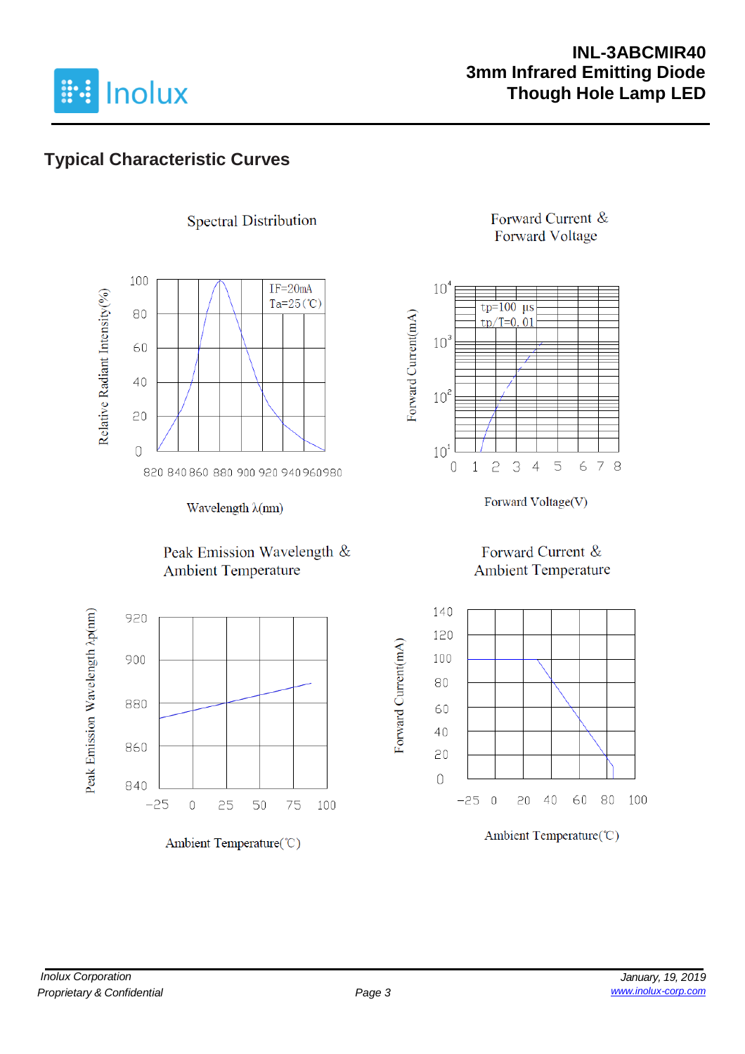## Typical Characteristic Curves

Spectral Distribution

IF=20mA
Ta=25(℃)

Relative Radiant Intensity(%)

Wavelength λ(nm)

Forward Current & Forward Voltage

tp=100 μs
tp/T=0.01

Forward Current(mA)

Forward Voltage(V)

Peak Emission Wavelength & Ambient Temperature

Peak Emission Wavelength λp(nm)

Ambient Temperature(℃)

Forward Current & Ambient Temperature

Forward Current(mA)

Ambient Temperature(℃)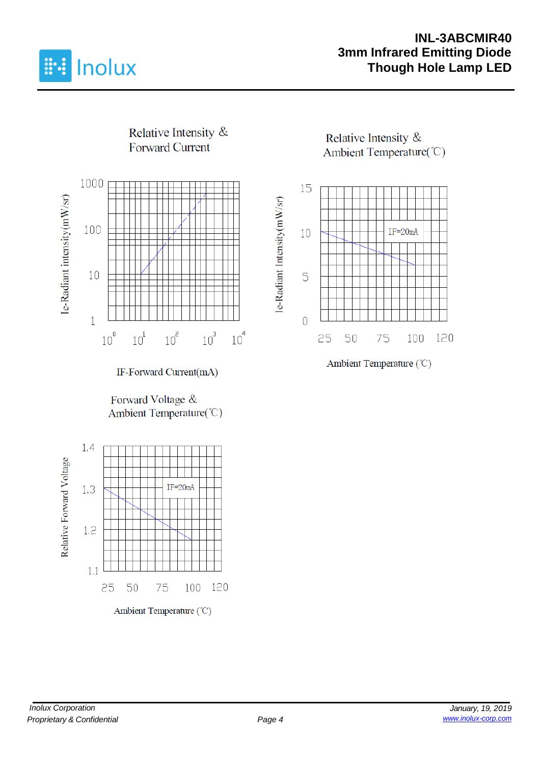Relative Intensity & Forward Current

Ie-Radiant intensity(mW/sr)

1000

100

10

1

$10^0$ $10^1$ $10^2$ $10^3$ $10^4$

IF-Forward Current(mA)

Relative Intensity & Ambient Temperature(℃)

Ie-Radiant Intensity(mW/sr)

15

10

5

0

IF=20mA

25 50 75 100 120

Ambient Temperature (℃)

Forward Voltage & Ambient Temperature(℃)

Relative Forward Voltage

1.4

1.3

1.2

1.1

IF=20mA

25 50 75 100 120

Ambient Temperature (℃)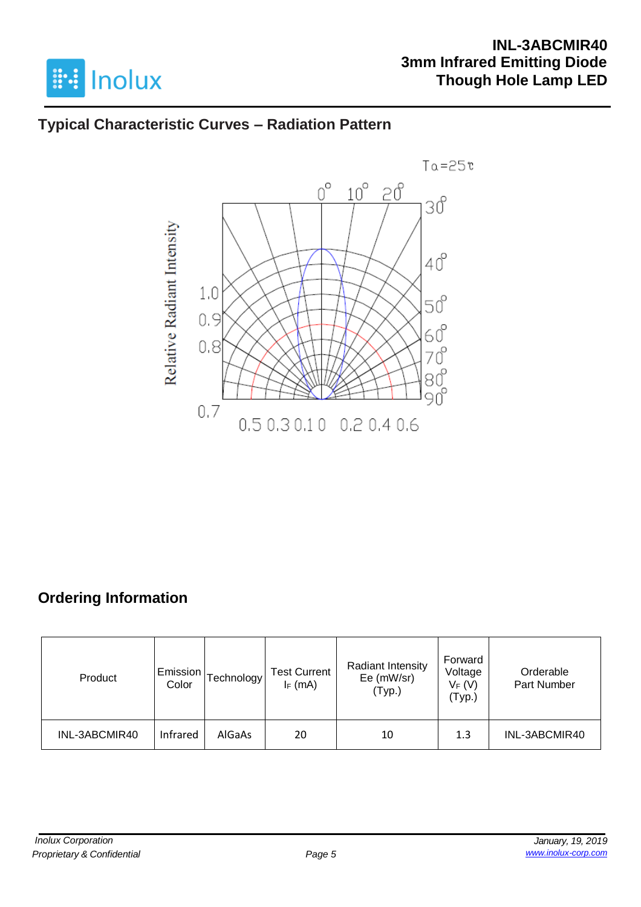## Typical Characteristic Curves – Radiation Pattern

Ta=25℃

Relative Radiant Intensity

## Ordering Information

| Product | Emission Color | Technology | Test Current $I_F$ (mA) | Radiant Intensity Ee (mW/sr) (Typ.) | Forward Voltage $V_F$ (V) (Typ.) | Orderable Part Number |
|---|---|---|---|---|---|---|
| INL-3ABCMIR40 | Infrared | AlGaAs | 20 | 10 | 1.3 | INL-3ABCMIR40 |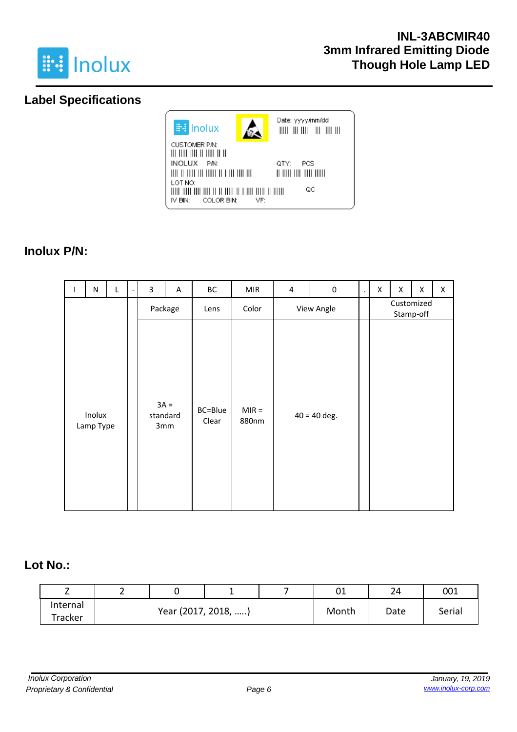## Label Specifications

Inolux

Date: yyyy/mm/dd

CUSTOMER P/N:

INOLUX P/N:

QTY: PCS

LOT NO:

QC

IV BIN: COLOR BIN: VF:

## Inolux P/N:

| I | N | L | - | 3 | A | BC | MIR | 4 | 0 | . | X | X | X | X |
|---|---|---|---|---|---|---|---|---|---|---|---|---|---|---|
| | | | | Package | | Lens | Color | View Angle | | | Customized Stamp-off | | | |
| Inolux Lamp Type | | | | 3A = standard 3mm | | BC=Blue Clear | MIR = 880nm | 40 = 40 deg. | | | | | | |

## Lot No.:

| Z | 2 | 0 | 1 | 7 | 01 | 24 | 001 |
|---|---|---|---|---|---|---|---|
| Internal Tracker | Year (2017, 2018, …..) | | | | Month | Date | Serial |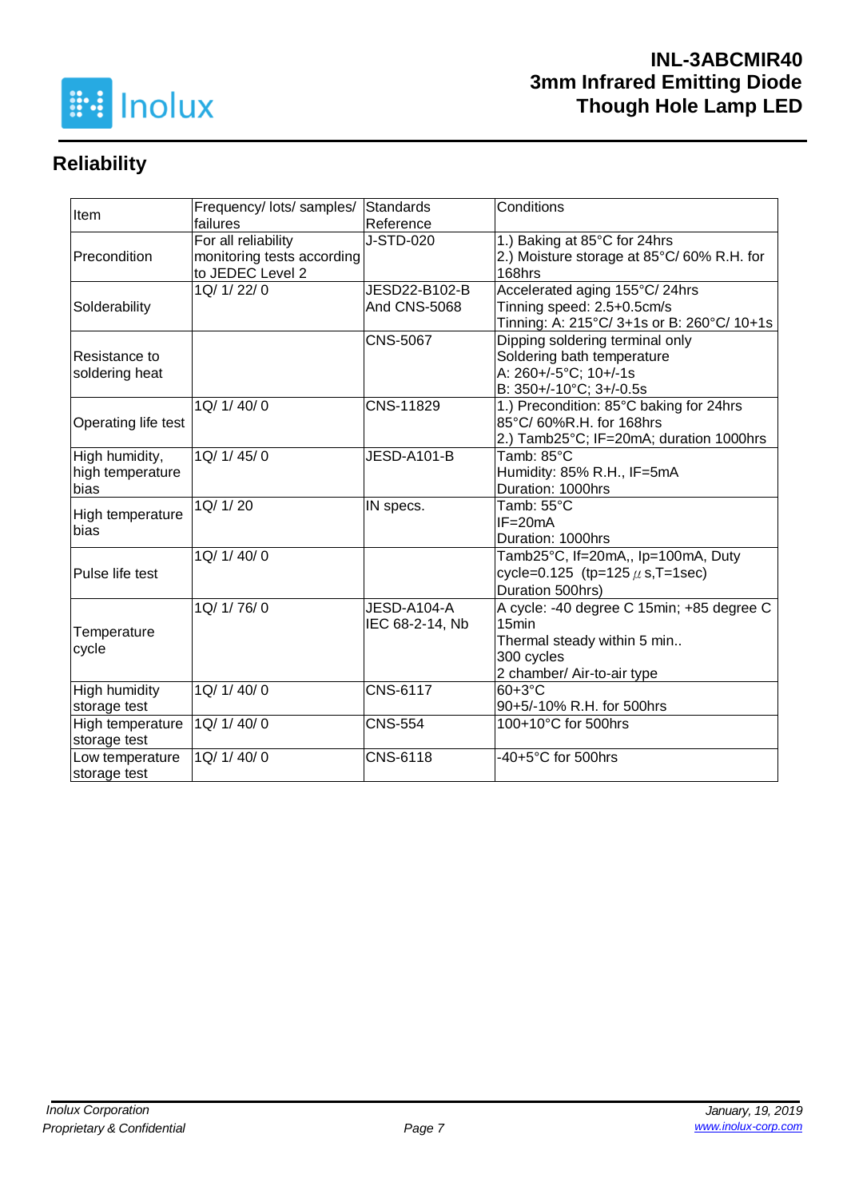## Reliability

| Item | Frequency/ lots/ samples/ failures | Standards Reference | Conditions |
|---|---|---|---|
| Precondition | For all reliability monitoring tests according to JEDEC Level 2 | J-STD-020 | 1.) Baking at 85°C for 24hrs<br>2.) Moisture storage at 85°C/ 60% R.H. for 168hrs |
| Solderability | 1Q/ 1/ 22/ 0 | JESD22-B102-B And CNS-5068 | Accelerated aging 155°C/ 24hrs<br>Tinning speed: 2.5+0.5cm/s<br>Tinning: A: 215°C/ 3+1s or B: 260°C/ 10+1s |
| Resistance to soldering heat | | CNS-5067 | Dipping soldering terminal only<br>Soldering bath temperature<br>A: 260+/-5°C; 10+/-1s<br>B: 350+/-10°C; 3+/-0.5s |
| Operating life test | 1Q/ 1/ 40/ 0 | CNS-11829 | 1.) Precondition: 85°C baking for 24hrs 85°C/ 60%R.H. for 168hrs<br>2.) Tamb25°C; IF=20mA; duration 1000hrs |
| High humidity, high temperature bias | 1Q/ 1/ 45/ 0 | JESD-A101-B | Tamb: 85°C<br>Humidity: 85% R.H., IF=5mA<br>Duration: 1000hrs |
| High temperature bias | 1Q/ 1/ 20 | IN specs. | Tamb: 55°C<br>IF=20mA<br>Duration: 1000hrs |
| Pulse life test | 1Q/ 1/ 40/ 0 | | Tamb25°C, If=20mA,, Ip=100mA, Duty cycle=0.125 (tp=125 μs,T=1sec)<br>Duration 500hrs) |
| Temperature cycle | 1Q/ 1/ 76/ 0 | JESD-A104-A IEC 68-2-14, Nb | A cycle: -40 degree C 15min; +85 degree C 15min<br>Thermal steady within 5 min..<br>300 cycles<br>2 chamber/ Air-to-air type |
| High humidity storage test | 1Q/ 1/ 40/ 0 | CNS-6117 | 60+3°C<br>90+5/-10% R.H. for 500hrs |
| High temperature storage test | 1Q/ 1/ 40/ 0 | CNS-554 | 100+10°C for 500hrs |
| Low temperature storage test | 1Q/ 1/ 40/ 0 | CNS-6118 | -40+5°C for 500hrs |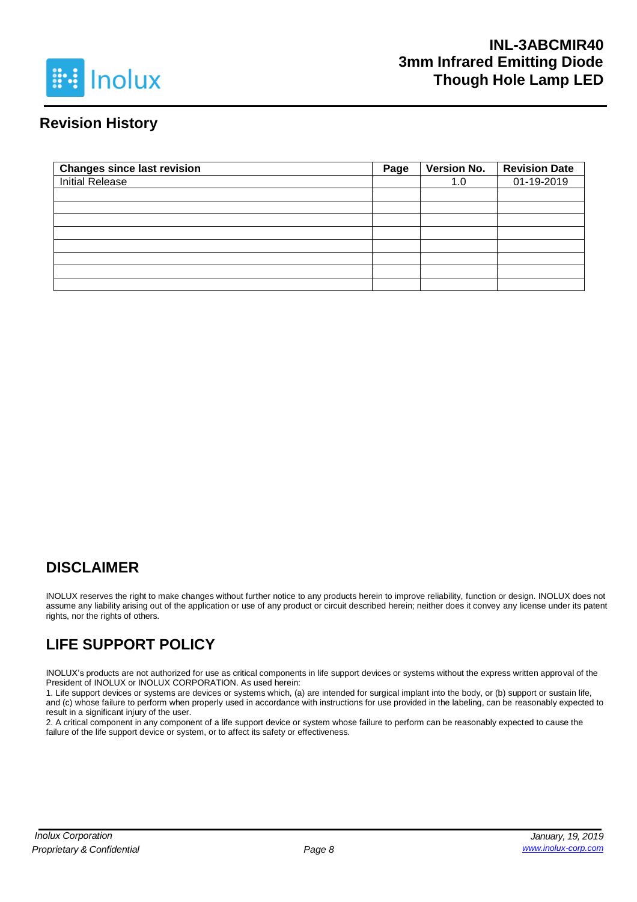## Revision History

| Changes since last revision | Page | Version No. | Revision Date |
|---|---|---|---|
| Initial Release | | 1.0 | 01-19-2019 |
| | | | |
| | | | |
| | | | |
| | | | |
| | | | |
| | | | |
| | | | |
| | | | |

## DISCLAIMER

INOLUX reserves the right to make changes without further notice to any products herein to improve reliability, function or design. INOLUX does not assume any liability arising out of the application or use of any product or circuit described herein; neither does it convey any license under its patent rights, nor the rights of others.

## LIFE SUPPORT POLICY

INOLUX's products are not authorized for use as critical components in life support devices or systems without the express written approval of the President of INOLUX or INOLUX CORPORATION. As used herein:

1. Life support devices or systems are devices or systems which, (a) are intended for surgical implant into the body, or (b) support or sustain life, and (c) whose failure to perform when properly used in accordance with instructions for use provided in the labeling, can be reasonably expected to result in a significant injury of the user.
2. A critical component in any component of a life support device or system whose failure to perform can be reasonably expected to cause the failure of the life support device or system, or to affect its safety or effectiveness.